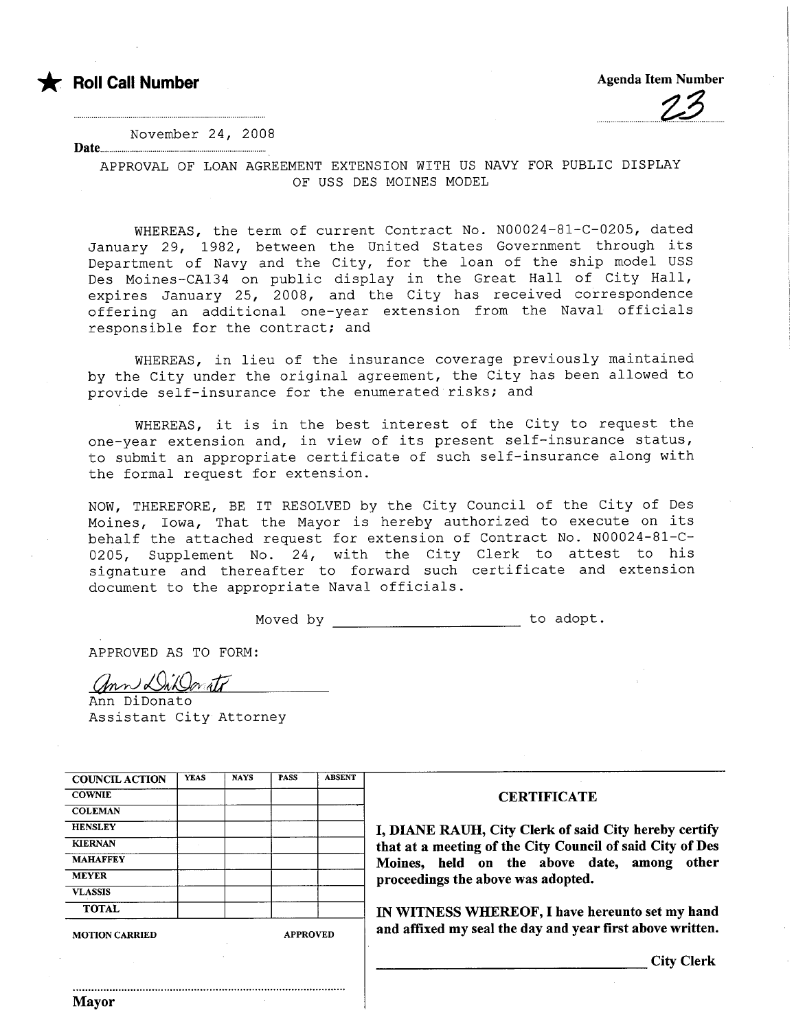★ **Roll Call Number**

**Agenda Item Number**

23

**Date** November 24, 2008

APPROVAL OF LOAN AGREEMENT EXTENSION WITH US NAVY FOR PUBLIC DISPLAY OF USS DES MOINES MODEL

WHEREAS, the term of current Contract No. N00024-81-C-0205, dated January 29, 1982, between the United States Government through its Department of Navy and the City, for the loan of the ship model USS Des Moines-CA134 on public display in the Great Hall of City Hall, expires January 25, 2008, and the City has received correspondence offering an additional one-year extension from the Naval officials responsible for the contract; and

WHEREAS, in lieu of the insurance coverage previously maintained by the City under the original agreement, the City has been allowed to provide self-insurance for the enumerated risks; and

WHEREAS, it is in the best interest of the City to request the one-year extension and, in view of its present self-insurance status, to submit an appropriate certificate of such self-insurance along with the formal request for extension.

NOW, THEREFORE, BE IT RESOLVED by the City Council of the City of Des Moines, Iowa, That the Mayor is hereby authorized to execute on its behalf the attached request for extension of Contract No. N00024-81-C-0205, Supplement No. 24, with the City Clerk to attest to his signature and thereafter to forward such certificate and extension document to the appropriate Naval officials.

Moved by ____________________ to adopt.

APPROVED AS TO FORM:

Ann DiDonato
Ann DiDonato
Assistant City Attorney

| COUNCIL ACTION | YEAS | NAYS | PASS | ABSENT |
|---|---|---|---|---|
| COWNIE | | | | |
| COLEMAN | | | | |
| HENSLEY | | | | |
| KIERNAN | | | | |
| MAHAFFEY | | | | |
| MEYER | | | | |
| VLASSIS | | | | |
| TOTAL | | | | |

MOTION CARRIED APPROVED

........................................
**Mayor**

**CERTIFICATE**

**I, DIANE RAUH, City Clerk of said City hereby certify that at a meeting of the City Council of said City of Des Moines, held on the above date, among other proceedings the above was adopted.**

**IN WITNESS WHEREOF, I have hereunto set my hand and affixed my seal the day and year first above written.**

____________________ **City Clerk**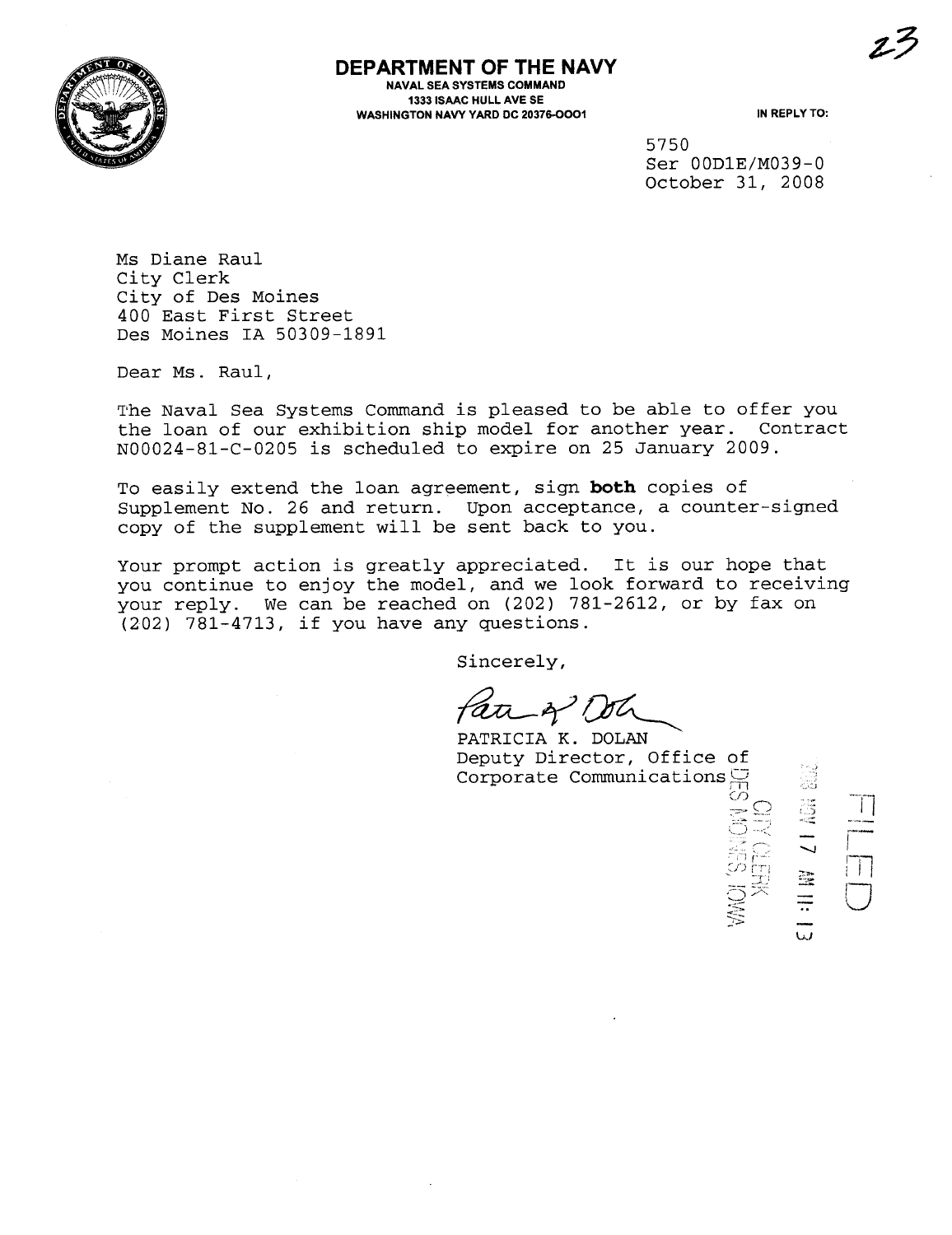# DEPARTMENT OF THE NAVY

NAVAL SEA SYSTEMS COMMAND
1333 ISAAC HULL AVE SE
WASHINGTON NAVY YARD DC 20376-0001

23

IN REPLY TO:

5750
Ser 00D1E/M039-0
October 31, 2008

Ms Diane Raul
City Clerk
City of Des Moines
400 East First Street
Des Moines IA 50309-1891

Dear Ms. Raul,

The Naval Sea Systems Command is pleased to be able to offer you the loan of our exhibition ship model for another year. Contract N00024-81-C-0205 is scheduled to expire on 25 January 2009.

To easily extend the loan agreement, sign **both** copies of Supplement No. 26 and return. Upon acceptance, a counter-signed copy of the supplement will be sent back to you.

Your prompt action is greatly appreciated. It is our hope that you continue to enjoy the model, and we look forward to receiving your reply. We can be reached on (202) 781-2612, or by fax on (202) 781-4713, if you have any questions.

Sincerely,

PATRICIA K. DOLAN
Deputy Director, Office of
Corporate Communications

FILED
2008 NOV 17 AM 11:13
CITY CLERK
DES MOINES, IOWA